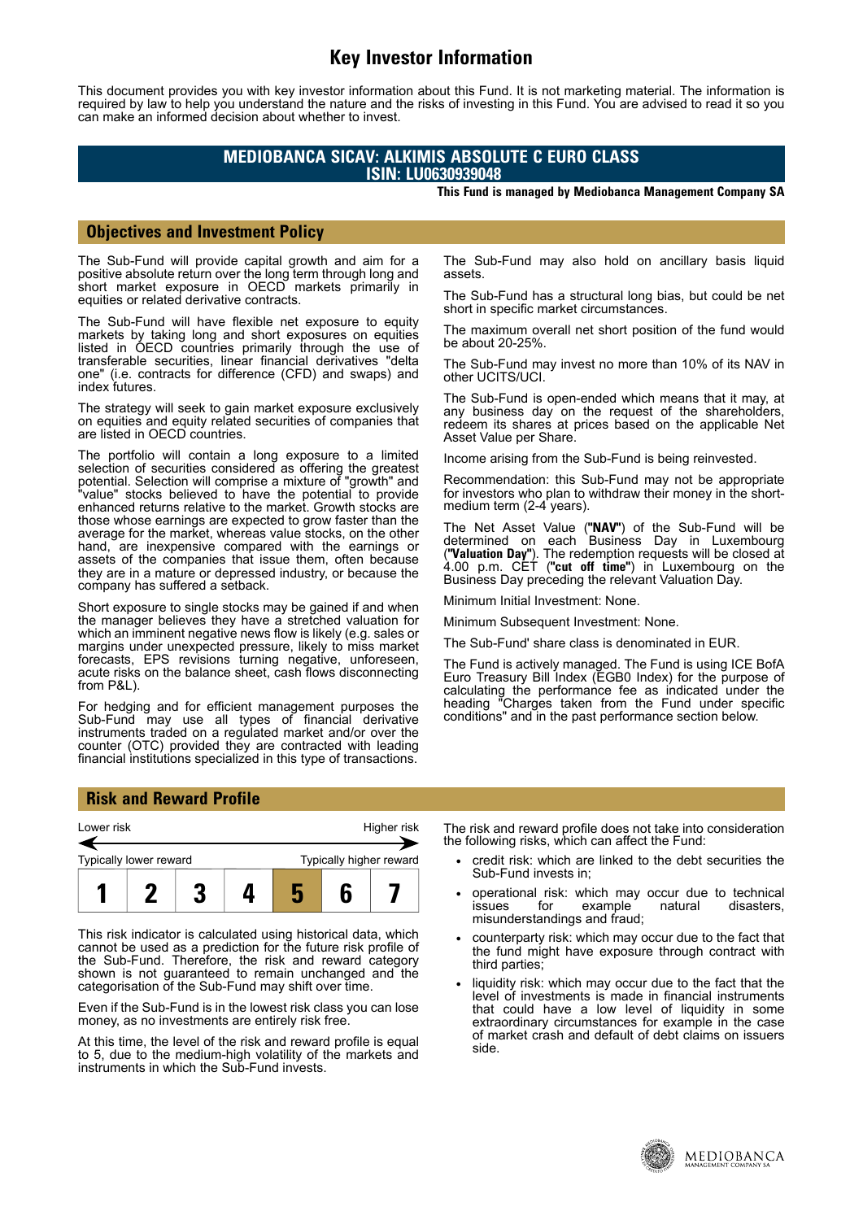# Key Investor Information

This document provides you with key investor information about this Fund. It is not marketing material. The information is required by law to help you understand the nature and the risks of investing in this Fund. You are advised to read it so you can make an informed decision about whether to invest.

## MEDIOBANCA SICAV: ALKIMIS ABSOLUTE C EURO CLASS
## ISIN: LU0630939048

**This Fund is managed by Mediobanca Management Company SA**

## Objectives and Investment Policy

The Sub-Fund will provide capital growth and aim for a positive absolute return over the long term through long and short market exposure in OECD markets primarily in equities or related derivative contracts.

The Sub-Fund will have flexible net exposure to equity markets by taking long and short exposures on equities listed in OECD countries primarily through the use of transferable securities, linear financial derivatives "delta one" (i.e. contracts for difference (CFD) and swaps) and index futures.

The strategy will seek to gain market exposure exclusively on equities and equity related securities of companies that are listed in OECD countries.

The portfolio will contain a long exposure to a limited selection of securities considered as offering the greatest potential. Selection will comprise a mixture of "growth" and "value" stocks believed to have the potential to provide enhanced returns relative to the market. Growth stocks are those whose earnings are expected to grow faster than the average for the market, whereas value stocks, on the other hand, are inexpensive compared with the earnings or assets of the companies that issue them, often because they are in a mature or depressed industry, or because the company has suffered a setback.

Short exposure to single stocks may be gained if and when the manager believes they have a stretched valuation for which an imminent negative news flow is likely (e.g. sales or margins under unexpected pressure, likely to miss market forecasts, EPS revisions turning negative, unforeseen, acute risks on the balance sheet, cash flows disconnecting from P&L).

For hedging and for efficient management purposes the Sub-Fund may use all types of financial derivative instruments traded on a regulated market and/or over the counter (OTC) provided they are contracted with leading financial institutions specialized in this type of transactions.

The Sub-Fund may also hold on ancillary basis liquid assets.

The Sub-Fund has a structural long bias, but could be net short in specific market circumstances.

The maximum overall net short position of the fund would be about 20-25%.

The Sub-Fund may invest no more than 10% of its NAV in other UCITS/UCI.

The Sub-Fund is open-ended which means that it may, at any business day on the request of the shareholders, redeem its shares at prices based on the applicable Net Asset Value per Share.

Income arising from the Sub-Fund is being reinvested.

Recommendation: this Sub-Fund may not be appropriate for investors who plan to withdraw their money in the short-medium term (2-4 years).

The Net Asset Value (**"NAV"**) of the Sub-Fund will be determined on each Business Day in Luxembourg (**"Valuation Day"**). The redemption requests will be closed at 4.00 p.m. CET (**"cut off time"**) in Luxembourg on the Business Day preceding the relevant Valuation Day.

Minimum Initial Investment: None.

Minimum Subsequent Investment: None.

The Sub-Fund' share class is denominated in EUR.

The Fund is actively managed. The Fund is using ICE BofA Euro Treasury Bill Index (EGB0 Index) for the purpose of calculating the performance fee as indicated under the heading "Charges taken from the Fund under specific conditions" and in the past performance section below.

## Risk and Reward Profile

Lower risk — Higher risk

Typically lower reward — Typically higher reward

| 1 | 2 | 3 | 4 | **5** | 6 | 7 |
|---|---|---|---|---|---|---|

This risk indicator is calculated using historical data, which cannot be used as a prediction for the future risk profile of the Sub-Fund. Therefore, the risk and reward category shown is not guaranteed to remain unchanged and the categorisation of the Sub-Fund may shift over time.

Even if the Sub-Fund is in the lowest risk class you can lose money, as no investments are entirely risk free.

At this time, the level of the risk and reward profile is equal to 5, due to the medium-high volatility of the markets and instruments in which the Sub-Fund invests.

The risk and reward profile does not take into consideration the following risks, which can affect the Fund:

- credit risk: which are linked to the debt securities the Sub-Fund invests in;
- operational risk: which may occur due to technical issues for example natural disasters, misunderstandings and fraud;
- counterparty risk: which may occur due to the fact that the fund might have exposure through contract with third parties;
- liquidity risk: which may occur due to the fact that the level of investments is made in financial instruments that could have a low level of liquidity in some extraordinary circumstances for example in the case of market crash and default of debt claims on issuers side.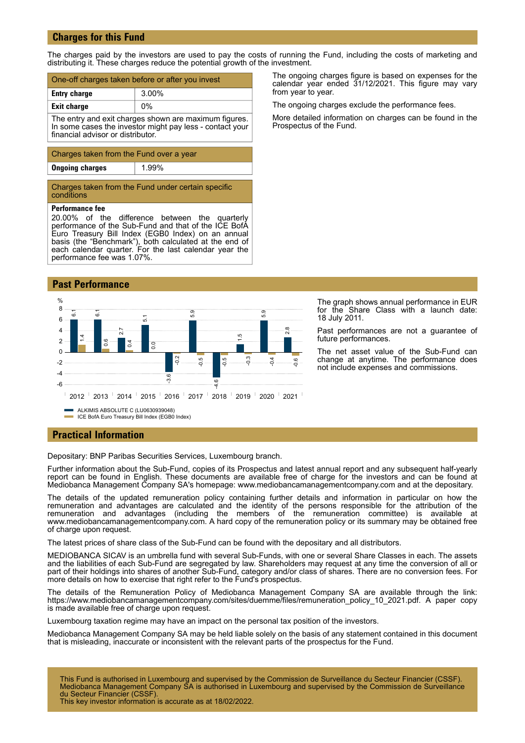## Charges for this Fund

The charges paid by the investors are used to pay the costs of running the Fund, including the costs of marketing and distributing it. These charges reduce the potential growth of the investment.

| One-off charges taken before or after you invest | |
|---|---|
| **Entry charge** | 3.00% |
| **Exit charge** | 0% |

The entry and exit charges shown are maximum figures. In some cases the investor might pay less - contact your financial advisor or distributor.

| Charges taken from the Fund over a year | |
|---|---|
| **Ongoing charges** | 1.99% |

Charges taken from the Fund under certain specific conditions

**Performance fee**
20.00% of the difference between the quarterly performance of the Sub-Fund and that of the ICE BofA Euro Treasury Bill Index (EGB0 Index) on an annual basis (the "Benchmark"), both calculated at the end of each calendar quarter. For the last calendar year the performance fee was 1.07%.

The ongoing charges figure is based on expenses for the calendar year ended 31/12/2021. This figure may vary from year to year.

The ongoing charges exclude the performance fees.

More detailed information on charges can be found in the Prospectus of the Fund.

## Past Performance

%
8
6
4
2
0
-2
-4
-6

6.1 1.4
6.1 0.6
2.7 0.4
5.1 0.0
-3.6 -0.2
5.9 -0.5
-4.6 -0.5
1.5 -0.3
5.9 -0.4
2.8 -0.6

2012 2013 2014 2015 2016 2017 2018 2019 2020 2021

ALKIMIS ABSOLUTE C (LU0630939048)
ICE BofA Euro Treasury Bill Index (EGB0 Index)

The graph shows annual performance in EUR for the Share Class with a launch date: 18 July 2011.

Past performances are not a guarantee of future performances.

The net asset value of the Sub-Fund can change at anytime. The performance does not include expenses and commissions.

## Practical Information

Depositary: BNP Paribas Securities Services, Luxembourg branch.

Further information about the Sub-Fund, copies of its Prospectus and latest annual report and any subsequent half-yearly report can be found in English. These documents are available free of charge for the investors and can be found at Mediobanca Management Company SA's homepage: www.mediobancamanagementcompany.com and at the depositary.

The details of the updated remuneration policy containing further details and information in particular on how the remuneration and advantages are calculated and the identity of the persons responsible for the attribution of the remuneration and advantages (including the members of the remuneration committee) is available at www.mediobancamanagementcompany.com. A hard copy of the remuneration policy or its summary may be obtained free of charge upon request.

The latest prices of share class of the Sub-Fund can be found with the depositary and all distributors.

MEDIOBANCA SICAV is an umbrella fund with several Sub-Funds, with one or several Share Classes in each. The assets and the liabilities of each Sub-Fund are segregated by law. Shareholders may request at any time the conversion of all or part of their holdings into shares of another Sub-Fund, category and/or class of shares. There are no conversion fees. For more details on how to exercise that right refer to the Fund's prospectus.

The details of the Remuneration Policy of Mediobanca Management Company SA are available through the link: https://www.mediobancamanagementcompany.com/sites/duemme/files/remuneration_policy_10_2021.pdf. A paper copy is made available free of charge upon request.

Luxembourg taxation regime may have an impact on the personal tax position of the investors.

Mediobanca Management Company SA may be held liable solely on the basis of any statement contained in this document that is misleading, inaccurate or inconsistent with the relevant parts of the prospectus for the Fund.

This Fund is authorised in Luxembourg and supervised by the Commission de Surveillance du Secteur Financier (CSSF).
Mediobanca Management Company SA is authorised in Luxembourg and supervised by the Commission de Surveillance du Secteur Financier (CSSF).
This key investor information is accurate as at 18/02/2022.